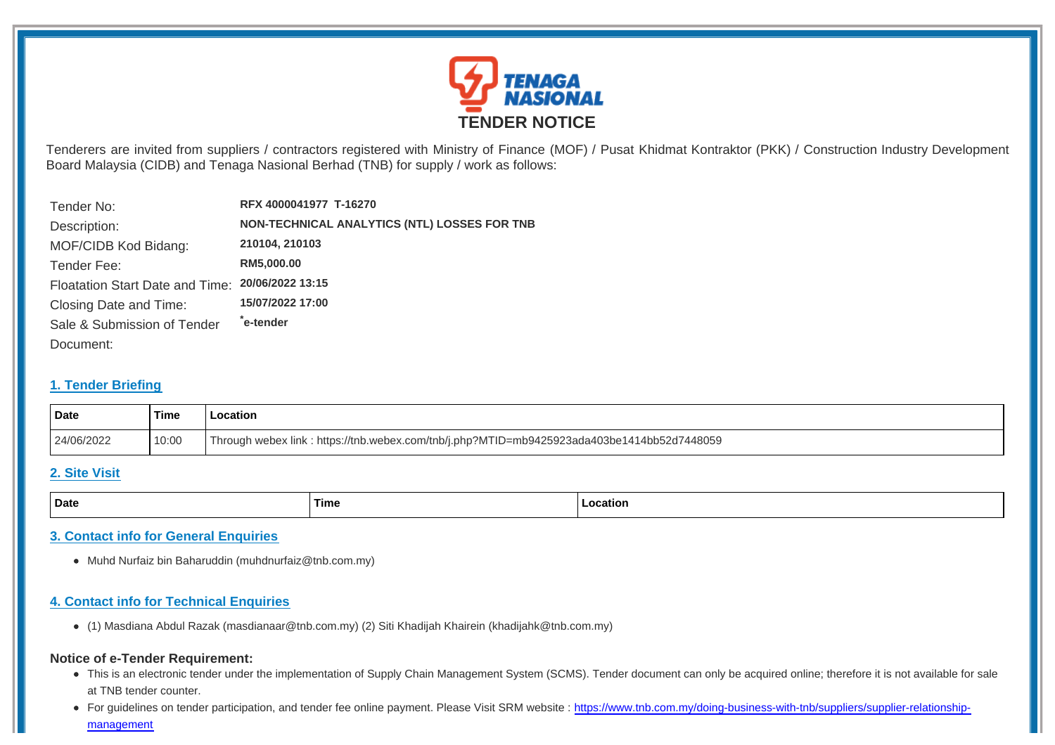# TENDER NOTICE

Tenderers are invited from suppliers / contractors registered with Ministry of Finance (MOF) / Pusat Khidmat Kontraktor (PKK) / Construction Industry Development Board Malaysia (CIDB) and Tenaga Nasional Berhad (TNB) for supply / work as follows:

| | |
|---|---|
| Tender No: | **RFX 4000041977 T-16270** |
| Description: | **NON-TECHNICAL ANALYTICS (NTL) LOSSES FOR TNB** |
| MOF/CIDB Kod Bidang: | **210104, 210103** |
| Tender Fee: | **RM5,000.00** |
| Floatation Start Date and Time: | **20/06/2022 13:15** |
| Closing Date and Time: | **15/07/2022 17:00** |
| Sale & Submission of Tender Document: | ***e-tender** |

## 1. Tender Briefing

| Date | Time | Location |
|---|---|---|
| 24/06/2022 | 10:00 | Through webex link : https://tnb.webex.com/tnb/j.php?MTID=mb9425923ada403be1414bb52d7448059 |

## 2. Site Visit

| Date | Time | Location |
|---|---|---|

## 3. Contact info for General Enquiries

- Muhd Nurfaiz bin Baharuddin (muhdnurfaiz@tnb.com.my)

## 4. Contact info for Technical Enquiries

- (1) Masdiana Abdul Razak (masdianaar@tnb.com.my) (2) Siti Khadijah Khairein (khadijahk@tnb.com.my)

### Notice of e-Tender Requirement:

- This is an electronic tender under the implementation of Supply Chain Management System (SCMS). Tender document can only be acquired online; therefore it is not available for sale at TNB tender counter.
- For guidelines on tender participation, and tender fee online payment. Please Visit SRM website : https://www.tnb.com.my/doing-business-with-tnb/suppliers/supplier-relationship-management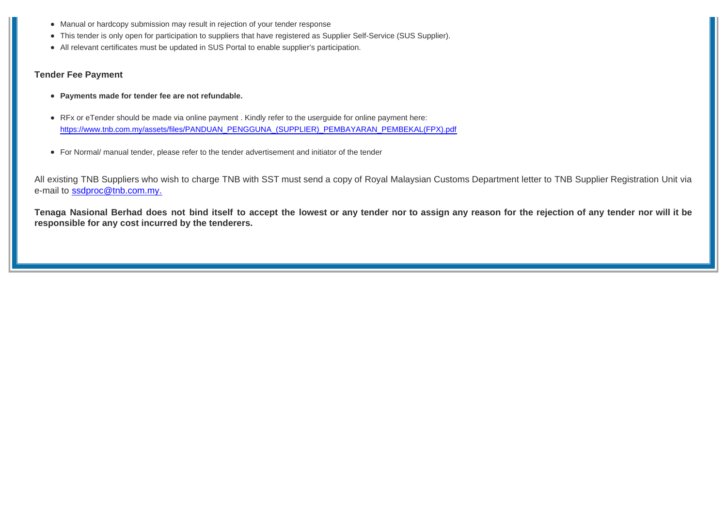- Manual or hardcopy submission may result in rejection of your tender response
- This tender is only open for participation to suppliers that have registered as Supplier Self-Service (SUS Supplier).
- All relevant certificates must be updated in SUS Portal to enable supplier's participation.

**Tender Fee Payment**

- **Payments made for tender fee are not refundable.**
- RFx or eTender should be made via online payment . Kindly refer to the userguide for online payment here: https://www.tnb.com.my/assets/files/PANDUAN_PENGGUNA_(SUPPLIER)_PEMBAYARAN_PEMBEKAL(FPX).pdf
- For Normal/ manual tender, please refer to the tender advertisement and initiator of the tender

All existing TNB Suppliers who wish to charge TNB with SST must send a copy of Royal Malaysian Customs Department letter to TNB Supplier Registration Unit via e-mail to ssdproc@tnb.com.my.

**Tenaga Nasional Berhad does not bind itself to accept the lowest or any tender nor to assign any reason for the rejection of any tender nor will it be responsible for any cost incurred by the tenderers.**